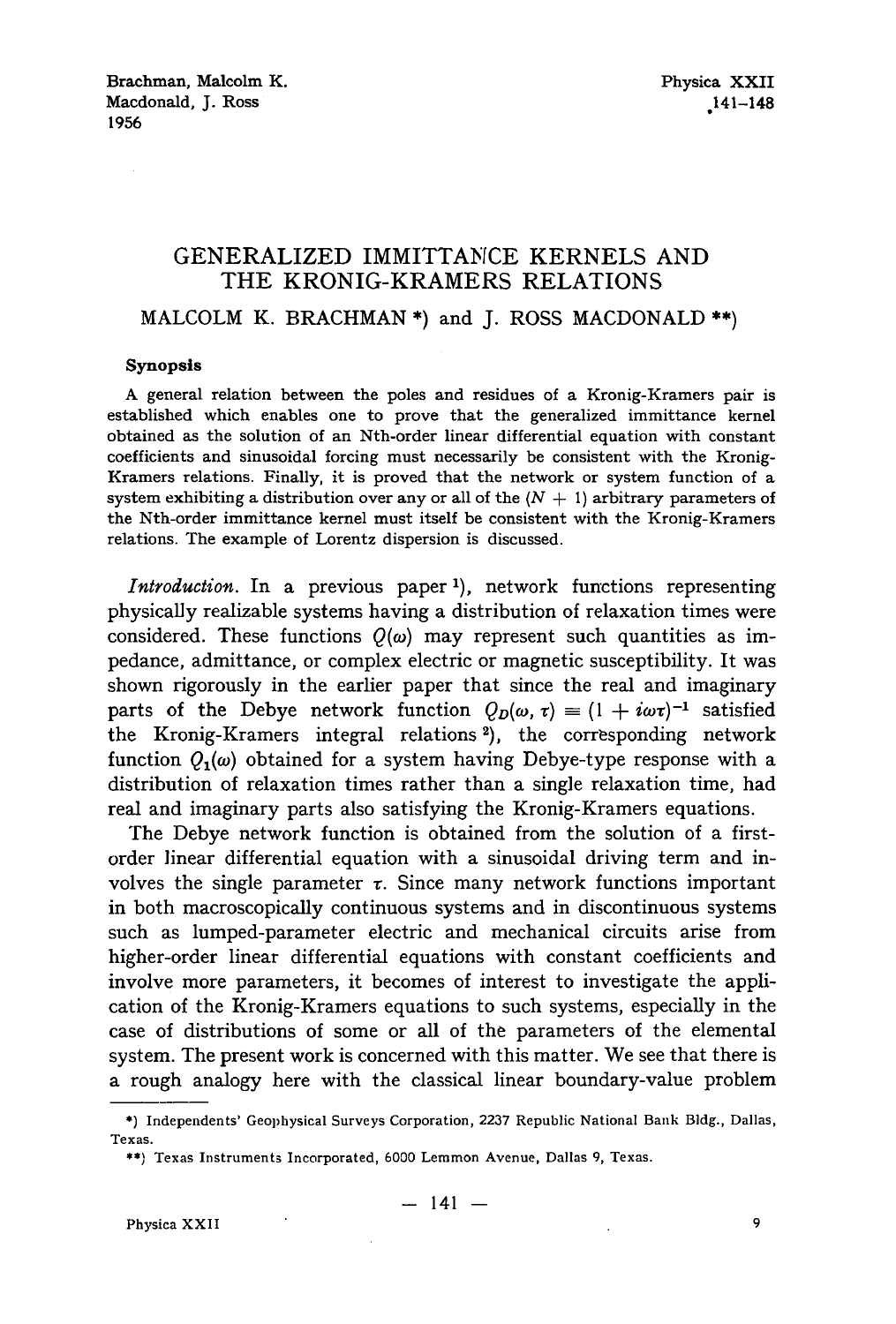Brachman, Malcolm K.
Macdonald, J. Ross
1956

# GENERALIZED IMMITTANCE KERNELS AND THE KRONIG-KRAMERS RELATIONS

MALCOLM K. BRACHMAN *) and J. ROSS MACDONALD **)

### Synopsis

A general relation between the poles and residues of a Kronig-Kramers pair is established which enables one to prove that the generalized immittance kernel obtained as the solution of an Nth-order linear differential equation with constant coefficients and sinusoidal forcing must necessarily be consistent with the Kronig-Kramers relations. Finally, it is proved that the network or system function of a system exhibiting a distribution over any or all of the $(N + 1)$ arbitrary parameters of the Nth-order immittance kernel must itself be consistent with the Kronig-Kramers relations. The example of Lorentz dispersion is discussed.

*Introduction*. In a previous paper [1]), network functions representing physically realizable systems having a distribution of relaxation times were considered. These functions $Q(\omega)$ may represent such quantities as impedance, admittance, or complex electric or magnetic susceptibility. It was shown rigorously in the earlier paper that since the real and imaginary parts of the Debye network function $Q_D(\omega, \tau) \equiv (1 + i\omega\tau)^{-1}$ satisfied the Kronig-Kramers integral relations [2]), the corresponding network function $Q_1(\omega)$ obtained for a system having Debye-type response with a distribution of relaxation times rather than a single relaxation time, had real and imaginary parts also satisfying the Kronig-Kramers equations.

The Debye network function is obtained from the solution of a first-order linear differential equation with a sinusoidal driving term and involves the single parameter $\tau$. Since many network functions important in both macroscopically continuous systems and in discontinuous systems such as lumped-parameter electric and mechanical circuits arise from higher-order linear differential equations with constant coefficients and involve more parameters, it becomes of interest to investigate the application of the Kronig-Kramers equations to such systems, especially in the case of distributions of some or all of the parameters of the elemental system. The present work is concerned with this matter. We see that there is a rough analogy here with the classical linear boundary-value problem

*) Independents' Geophysical Surveys Corporation, 2237 Republic National Bank Bldg., Dallas, Texas.

**) Texas Instruments Incorporated, 6000 Lemmon Avenue, Dallas 9, Texas.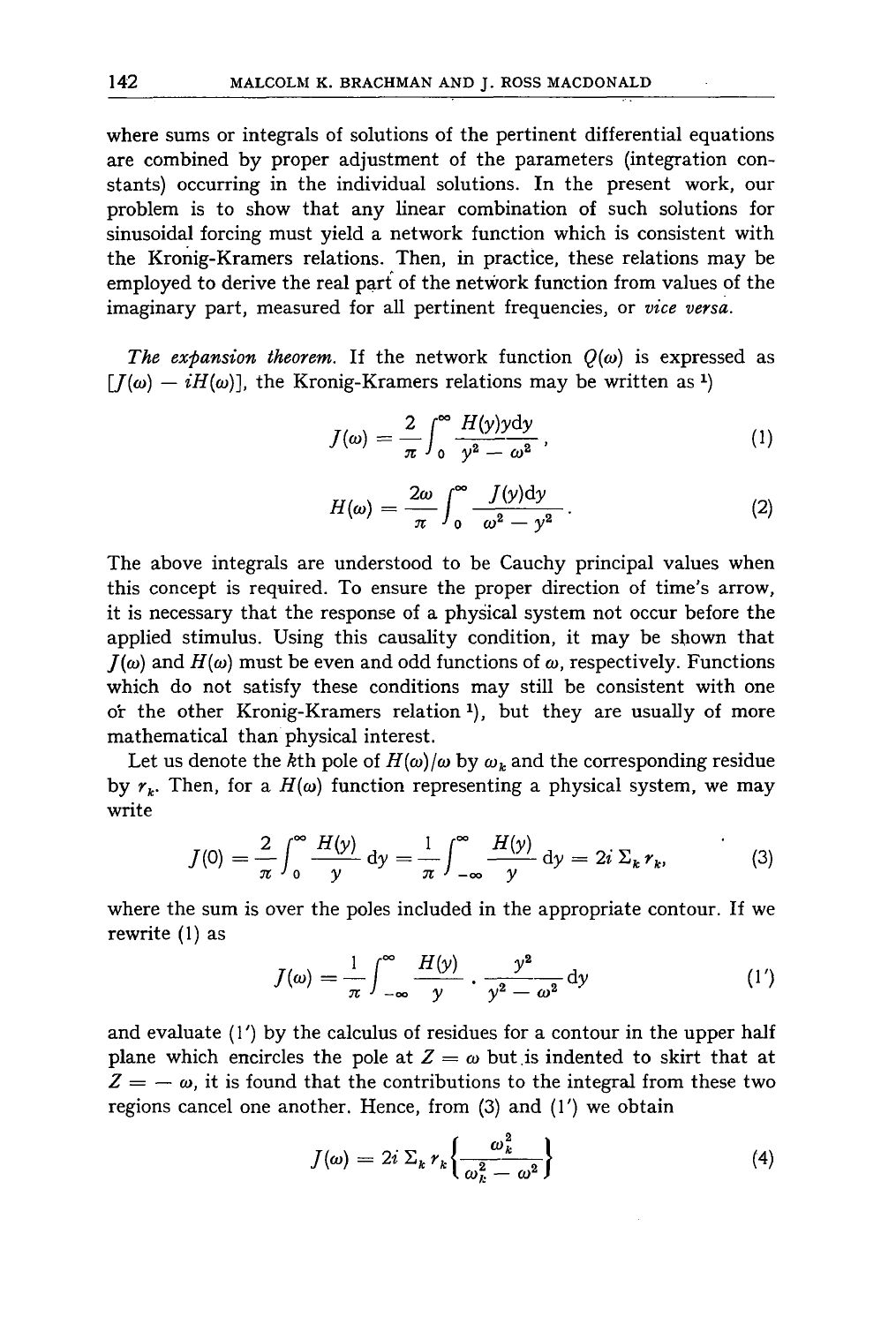where sums or integrals of solutions of the pertinent differential equations are combined by proper adjustment of the parameters (integration constants) occurring in the individual solutions. In the present work, our problem is to show that any linear combination of such solutions for sinusoidal forcing must yield a network function which is consistent with the Kronig-Kramers relations. Then, in practice, these relations may be employed to derive the real part of the network function from values of the imaginary part, measured for all pertinent frequencies, or *vice versa*.

*The expansion theorem.* If the network function $Q(\omega)$ is expressed as $[J(\omega) - iH(\omega)]$, the Kronig-Kramers relations may be written as [1])

$$J(\omega) = \frac{2}{\pi} \int_0^\infty \frac{H(y) y \mathrm{d}y}{y^2 - \omega^2}, \tag{1}$$

$$H(\omega) = \frac{2\omega}{\pi} \int_0^\infty \frac{J(y) \mathrm{d}y}{\omega^2 - y^2}. \tag{2}$$

The above integrals are understood to be Cauchy principal values when this concept is required. To ensure the proper direction of time's arrow, it is necessary that the response of a physical system not occur before the applied stimulus. Using this causality condition, it may be shown that $J(\omega)$ and $H(\omega)$ must be even and odd functions of $\omega$, respectively. Functions which do not satisfy these conditions may still be consistent with one or the other Kronig-Kramers relation [1]), but they are usually of more mathematical than physical interest.

Let us denote the $k$th pole of $H(\omega)/\omega$ by $\omega_k$ and the corresponding residue by $r_k$. Then, for a $H(\omega)$ function representing a physical system, we may write

$$J(0) = \frac{2}{\pi} \int_0^\infty \frac{H(y)}{y} \mathrm{d}y = \frac{1}{\pi} \int_{-\infty}^\infty \frac{H(y)}{y} \mathrm{d}y = 2i \, \Sigma_k \, r_k, \tag{3}$$

where the sum is over the poles included in the appropriate contour. If we rewrite (1) as

$$J(\omega) = \frac{1}{\pi} \int_{-\infty}^\infty \frac{H(y)}{y} \cdot \frac{y^2}{y^2 - \omega^2} \mathrm{d}y \tag{1'}$$

and evaluate (1') by the calculus of residues for a contour in the upper half plane which encircles the pole at $Z = \omega$ but is indented to skirt that at $Z = -\omega$, it is found that the contributions to the integral from these two regions cancel one another. Hence, from (3) and (1') we obtain

$$J(\omega) = 2i \, \Sigma_k \, r_k \left\{ \frac{\omega_k^2}{\omega_k^2 - \omega^2} \right\} \tag{4}$$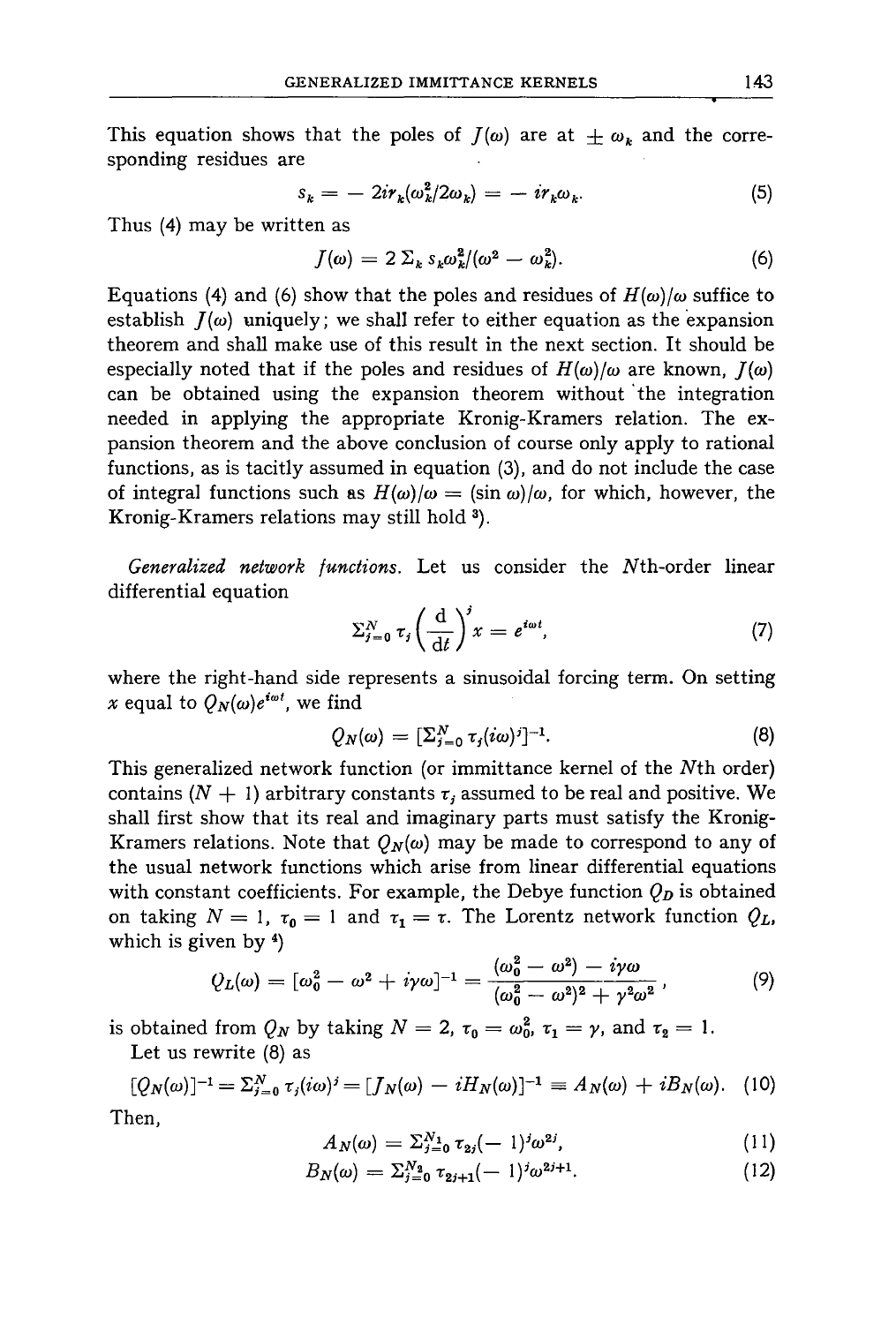This equation shows that the poles of $J(\omega)$ are at $\pm\,\omega_k$ and the corresponding residues are

$$s_k = -\,2ir_k(\omega_k^2/2\omega_k) = -\,ir_k\omega_k. \tag{5}$$

Thus (4) may be written as

$$J(\omega) = 2\,\Sigma_k\, s_k\omega_k^2/(\omega^2 - \omega_k^2). \tag{6}$$

Equations (4) and (6) show that the poles and residues of $H(\omega)/\omega$ suffice to establish $J(\omega)$ uniquely; we shall refer to either equation as the expansion theorem and shall make use of this result in the next section. It should be especially noted that if the poles and residues of $H(\omega)/\omega$ are known, $J(\omega)$ can be obtained using the expansion theorem without the integration needed in applying the appropriate Kronig-Kramers relation. The expansion theorem and the above conclusion of course only apply to rational functions, as is tacitly assumed in equation (3), and do not include the case of integral functions such as $H(\omega)/\omega = (\sin\omega)/\omega$, for which, however, the Kronig-Kramers relations may still hold [3]).

*Generalized network functions.* Let us consider the $N$th-order linear differential equation

$$\Sigma_{j=0}^{N}\,\tau_j\left(\frac{\mathrm{d}}{\mathrm{d}t}\right)^j x = e^{i\omega t}, \tag{7}$$

where the right-hand side represents a sinusoidal forcing term. On setting $x$ equal to $Q_N(\omega)e^{i\omega t}$, we find

$$Q_N(\omega) = [\Sigma_{j=0}^{N}\,\tau_j(i\omega)^j]^{-1}. \tag{8}$$

This generalized network function (or immittance kernel of the $N$th order) contains $(N+1)$ arbitrary constants $\tau_j$ assumed to be real and positive. We shall first show that its real and imaginary parts must satisfy the Kronig-Kramers relations. Note that $Q_N(\omega)$ may be made to correspond to any of the usual network functions which arise from linear differential equations with constant coefficients. For example, the Debye function $Q_D$ is obtained on taking $N = 1$, $\tau_0 = 1$ and $\tau_1 = \tau$. The Lorentz network function $Q_L$, which is given by [4])

$$Q_L(\omega) = [\omega_0^2 - \omega^2 + i\gamma\omega]^{-1} = \frac{(\omega_0^2 - \omega^2) - i\gamma\omega}{(\omega_0^2 - \omega^2)^2 + \gamma^2\omega^2}\,, \tag{9}$$

is obtained from $Q_N$ by taking $N = 2$, $\tau_0 = \omega_0^2$, $\tau_1 = \gamma$, and $\tau_2 = 1$.

Let us rewrite (8) as

$$[Q_N(\omega)]^{-1} = \Sigma_{j=0}^{N}\,\tau_j(i\omega)^j = [J_N(\omega) - iH_N(\omega)]^{-1} \equiv A_N(\omega) + iB_N(\omega). \tag{10}$$

Then,

$$A_N(\omega) = \Sigma_{j=0}^{N_1}\,\tau_{2j}(-\,1)^j\omega^{2j}, \tag{11}$$

$$B_N(\omega) = \Sigma_{j=0}^{N_2}\,\tau_{2j+1}(-\,1)^j\omega^{2j+1}. \tag{12}$$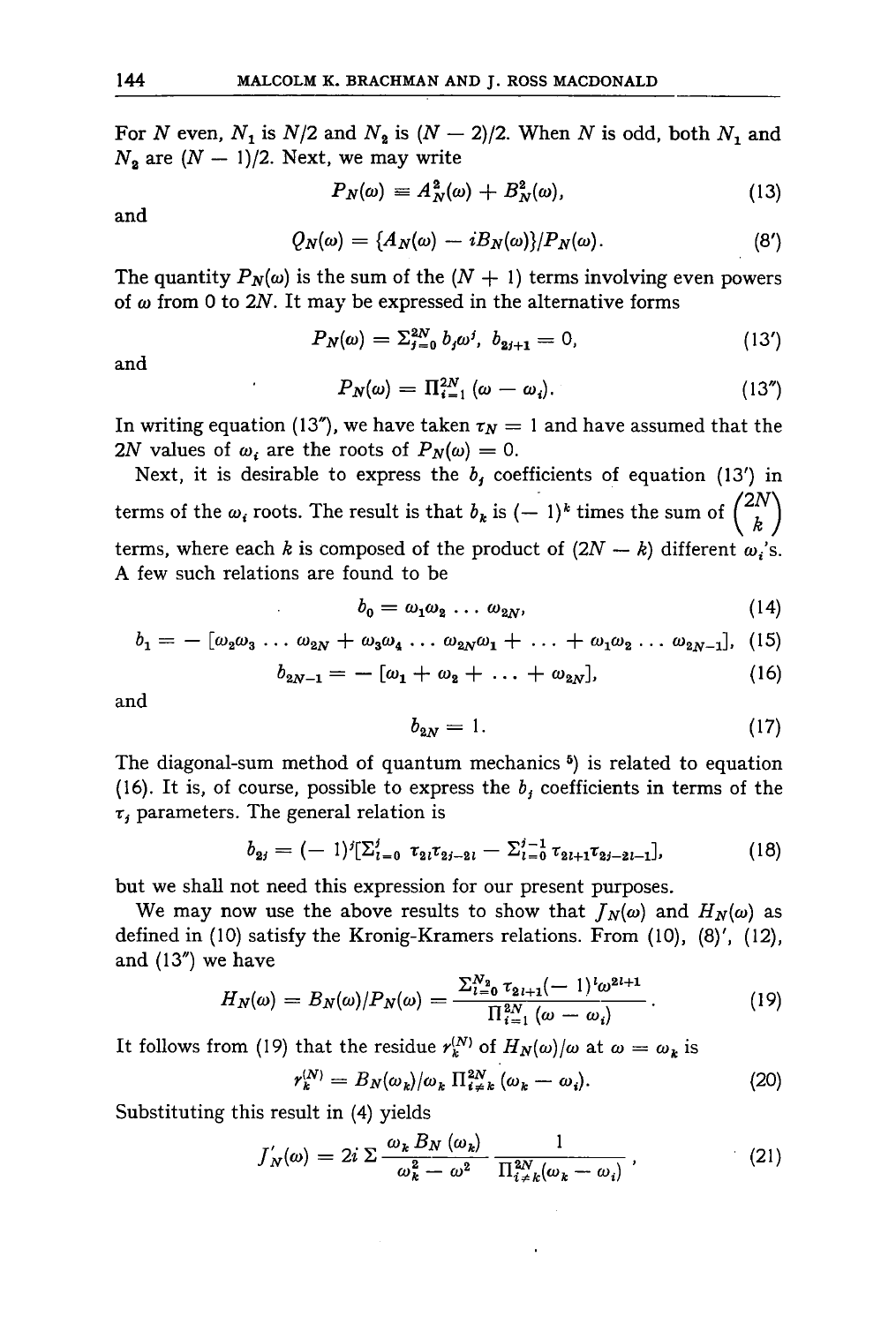For $N$ even, $N_1$ is $N/2$ and $N_2$ is $(N-2)/2$. When $N$ is odd, both $N_1$ and $N_2$ are $(N-1)/2$. Next, we may write

$$P_N(\omega) \equiv A_N^2(\omega) + B_N^2(\omega), \tag{13}$$

and

$$Q_N(\omega) = \{A_N(\omega) - iB_N(\omega)\}/P_N(\omega). \tag{8'}$$

The quantity $P_N(\omega)$ is the sum of the $(N+1)$ terms involving even powers of $\omega$ from 0 to $2N$. It may be expressed in the alternative forms

$$P_N(\omega) = \Sigma_{j=0}^{2N} b_j \omega^j, \; b_{2j+1} = 0, \tag{13'}$$

and

$$P_N(\omega) = \Pi_{i=1}^{2N} (\omega - \omega_i). \tag{13''}$$

In writing equation (13"), we have taken $\tau_N = 1$ and have assumed that the $2N$ values of $\omega_i$ are the roots of $P_N(\omega) = 0$.

Next, it is desirable to express the $b_j$ coefficients of equation (13') in terms of the $\omega_i$ roots. The result is that $b_k$ is $(-1)^k$ times the sum of $\binom{2N}{k}$ terms, where each $k$ is composed of the product of $(2N-k)$ different $\omega_i$'s. A few such relations are found to be

$$b_0 = \omega_1 \omega_2 \ldots \omega_{2N}, \tag{14}$$

$$b_1 = -[\omega_2\omega_3 \ldots \omega_{2N} + \omega_3\omega_4 \ldots \omega_{2N}\omega_1 + \ldots + \omega_1\omega_2 \ldots \omega_{2N-1}], \tag{15}$$

$$b_{2N-1} = -[\omega_1 + \omega_2 + \ldots + \omega_{2N}], \tag{16}$$

and

$$b_{2N} = 1. \tag{17}$$

The diagonal-sum method of quantum mechanics [5]) is related to equation (16). It is, of course, possible to express the $b_j$ coefficients in terms of the $\tau_j$ parameters. The general relation is

$$b_{2j} = (-1)^j [\Sigma_{l=0}^{j} \tau_{2l}\tau_{2j-2l} - \Sigma_{l=0}^{j-1} \tau_{2l+1}\tau_{2j-2l-1}], \tag{18}$$

but we shall not need this expression for our present purposes.

We may now use the above results to show that $J_N(\omega)$ and $H_N(\omega)$ as defined in (10) satisfy the Kronig-Kramers relations. From (10), (8)', (12), and (13") we have

$$H_N(\omega) = B_N(\omega)/P_N(\omega) = \frac{\Sigma_{l=0}^{N_2} \tau_{2l+1}(-1)^l \omega^{2l+1}}{\Pi_{i=1}^{2N} (\omega - \omega_i)}. \tag{19}$$

It follows from (19) that the residue $r_k^{(N)}$ of $H_N(\omega)/\omega$ at $\omega = \omega_k$ is

$$r_k^{(N)} = B_N(\omega_k)/\omega_k \, \Pi_{i \neq k}^{2N} (\omega_k - \omega_i). \tag{20}$$

Substituting this result in (4) yields

$$J'_N(\omega) = 2i \, \Sigma \frac{\omega_k B_N(\omega_k)}{\omega_k^2 - \omega^2} \frac{1}{\Pi_{i \neq k}^{2N} (\omega_k - \omega_i)}, \tag{21}$$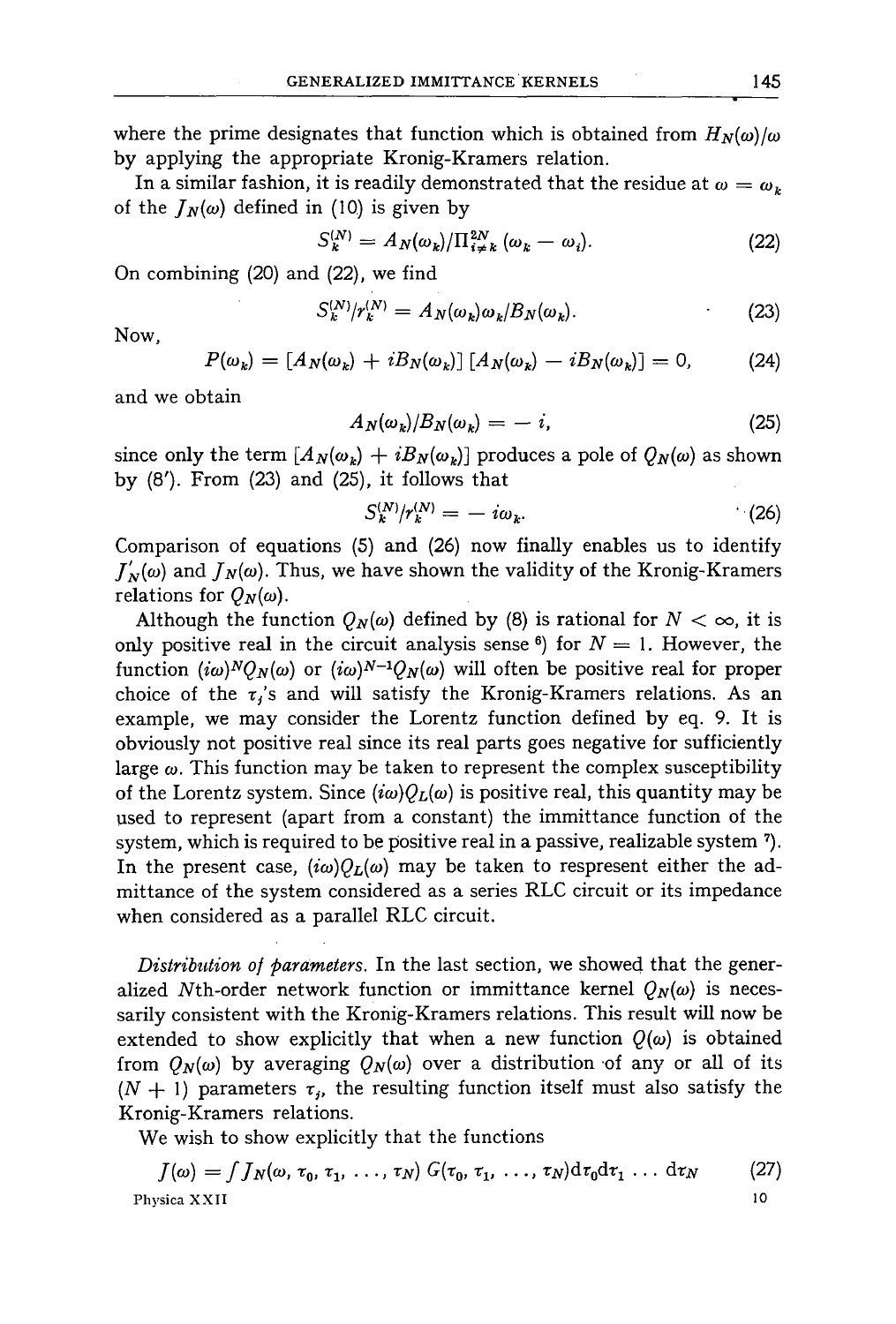where the prime designates that function which is obtained from $H_N(\omega)/\omega$ by applying the appropriate Kronig-Kramers relation.

In a similar fashion, it is readily demonstrated that the residue at $\omega = \omega_k$ of the $J_N(\omega)$ defined in (10) is given by

$$S_k^{(N)} = A_N(\omega_k)/\Pi_{i \neq k}^{2N} (\omega_k - \omega_i). \tag{22}$$

On combining (20) and (22), we find

$$S_k^{(N)}/r_k^{(N)} = A_N(\omega_k)\omega_k/B_N(\omega_k). \tag{23}$$

Now,

$$P(\omega_k) = [A_N(\omega_k) + iB_N(\omega_k)]\,[A_N(\omega_k) - iB_N(\omega_k)] = 0, \tag{24}$$

and we obtain

$$A_N(\omega_k)/B_N(\omega_k) = -\,i, \tag{25}$$

since only the term $[A_N(\omega_k) + iB_N(\omega_k)]$ produces a pole of $Q_N(\omega)$ as shown by (8'). From (23) and (25), it follows that

$$S_k^{(N)}/r_k^{(N)} = -\,i\omega_k. \tag{26}$$

Comparison of equations (5) and (26) now finally enables us to identify $J'_N(\omega)$ and $J_N(\omega)$. Thus, we have shown the validity of the Kronig-Kramers relations for $Q_N(\omega)$.

Although the function $Q_N(\omega)$ defined by (8) is rational for $N < \infty$, it is only positive real in the circuit analysis sense [6]) for $N = 1$. However, the function $(i\omega)^N Q_N(\omega)$ or $(i\omega)^{N-1} Q_N(\omega)$ will often be positive real for proper choice of the $\tau_j$'s and will satisfy the Kronig-Kramers relations. As an example, we may consider the Lorentz function defined by eq. 9. It is obviously not positive real since its real parts goes negative for sufficiently large $\omega$. This function may be taken to represent the complex susceptibility of the Lorentz system. Since $(i\omega)Q_L(\omega)$ is positive real, this quantity may be used to represent (apart from a constant) the immittance function of the system, which is required to be positive real in a passive, realizable system [7]). In the present case, $(i\omega)Q_L(\omega)$ may be taken to respresent either the admittance of the system considered as a series RLC circuit or its impedance when considered as a parallel RLC circuit.

*Distribution of parameters.* In the last section, we showed that the generalized $N$th-order network function or immittance kernel $Q_N(\omega)$ is necessarily consistent with the Kronig-Kramers relations. This result will now be extended to show explicitly that when a new function $Q(\omega)$ is obtained from $Q_N(\omega)$ by averaging $Q_N(\omega)$ over a distribution of any or all of its $(N + 1)$ parameters $\tau_j$, the resulting function itself must also satisfy the Kronig-Kramers relations.

We wish to show explicitly that the functions

$$J(\omega) = \int J_N(\omega, \tau_0, \tau_1, \ldots, \tau_N)\, G(\tau_0, \tau_1, \ldots, \tau_N)\mathrm{d}\tau_0\mathrm{d}\tau_1 \ldots \mathrm{d}\tau_N \tag{27}$$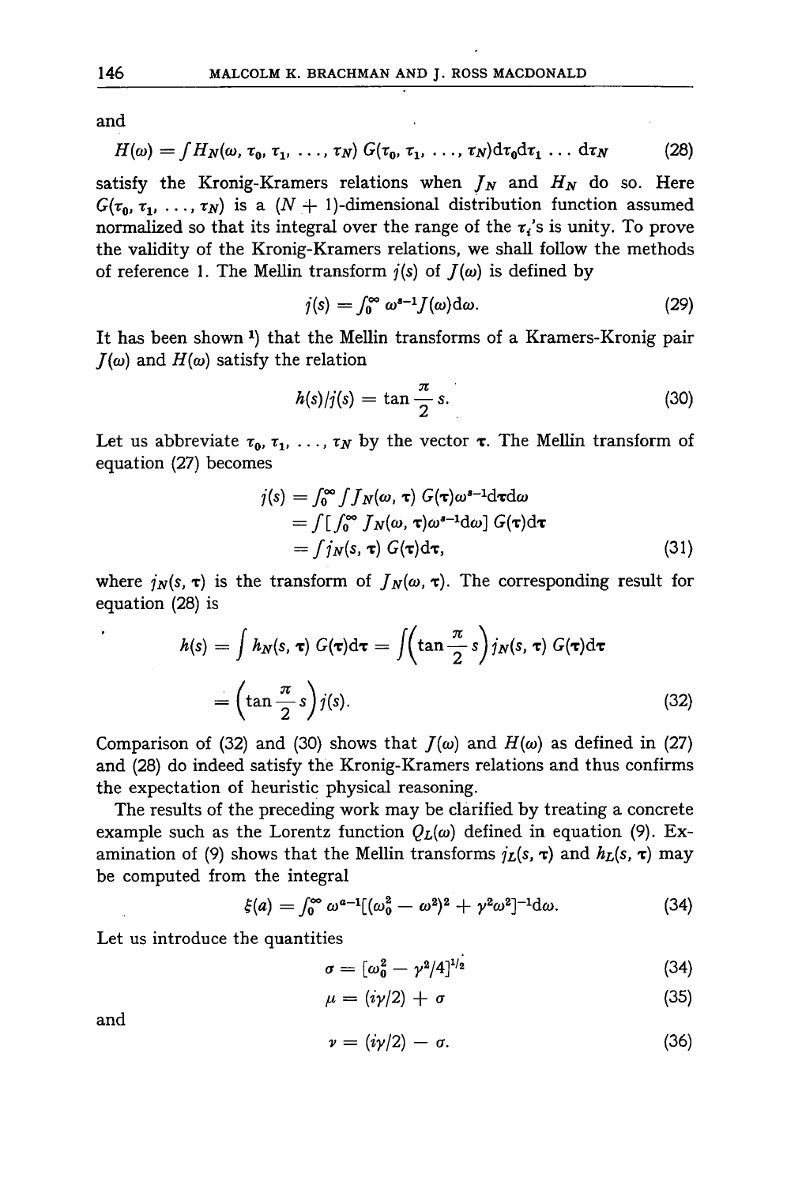and

$$H(\omega) = \int H_N(\omega, \tau_0, \tau_1, \ldots, \tau_N)\, G(\tau_0, \tau_1, \ldots, \tau_N) \mathrm{d}\tau_0 \mathrm{d}\tau_1 \ldots \mathrm{d}\tau_N \tag{28}$$

satisfy the Kronig-Kramers relations when $J_N$ and $H_N$ do so. Here $G(\tau_0, \tau_1, \ldots, \tau_N)$ is a $(N+1)$-dimensional distribution function assumed normalized so that its integral over the range of the $\tau_i$'s is unity. To prove the validity of the Kronig-Kramers relations, we shall follow the methods of reference 1. The Mellin transform $j(s)$ of $J(\omega)$ is defined by

$$j(s) = \int_0^\infty \omega^{s-1} J(\omega) \mathrm{d}\omega. \tag{29}$$

It has been shown [1] that the Mellin transforms of a Kramers-Kronig pair $J(\omega)$ and $H(\omega)$ satisfy the relation

$$h(s)/j(s) = \tan \frac{\pi}{2} s. \tag{30}$$

Let us abbreviate $\tau_0, \tau_1, \ldots, \tau_N$ by the vector $\boldsymbol{\tau}$. The Mellin transform of equation (27) becomes

$$\begin{aligned} j(s) &= \int_0^\infty \int J_N(\omega, \boldsymbol{\tau})\, G(\boldsymbol{\tau}) \omega^{s-1} \mathrm{d}\boldsymbol{\tau} \mathrm{d}\omega \\ &= \int \left[ \int_0^\infty J_N(\omega, \boldsymbol{\tau}) \omega^{s-1} \mathrm{d}\omega \right] G(\boldsymbol{\tau}) \mathrm{d}\boldsymbol{\tau} \\ &= \int j_N(s, \boldsymbol{\tau})\, G(\boldsymbol{\tau}) \mathrm{d}\boldsymbol{\tau}, \end{aligned} \tag{31}$$

where $j_N(s, \boldsymbol{\tau})$ is the transform of $J_N(\omega, \boldsymbol{\tau})$. The corresponding result for equation (28) is

$$\begin{aligned} h(s) &= \int h_N(s, \boldsymbol{\tau})\, G(\boldsymbol{\tau}) \mathrm{d}\boldsymbol{\tau} = \int \left( \tan \frac{\pi}{2} s \right) j_N(s, \boldsymbol{\tau})\, G(\boldsymbol{\tau}) \mathrm{d}\boldsymbol{\tau} \\ &= \left( \tan \frac{\pi}{2} s \right) j(s). \end{aligned} \tag{32}$$

Comparison of (32) and (30) shows that $J(\omega)$ and $H(\omega)$ as defined in (27) and (28) do indeed satisfy the Kronig-Kramers relations and thus confirms the expectation of heuristic physical reasoning.

The results of the preceding work may be clarified by treating a concrete example such as the Lorentz function $Q_L(\omega)$ defined in equation (9). Examination of (9) shows that the Mellin transforms $j_L(s, \boldsymbol{\tau})$ and $h_L(s, \boldsymbol{\tau})$ may be computed from the integral

$$\xi(a) = \int_0^\infty \omega^{a-1} [(\omega_0^2 - \omega^2)^2 + \gamma^2 \omega^2]^{-1} \mathrm{d}\omega. \tag{34}$$

Let us introduce the quantities

$$\sigma = [\omega_0^2 - \gamma^2/4]^{1/2} \tag{34}$$

$$\mu = (i\gamma/2) + \sigma \tag{35}$$

and

$$\nu = (i\gamma/2) - \sigma. \tag{36}$$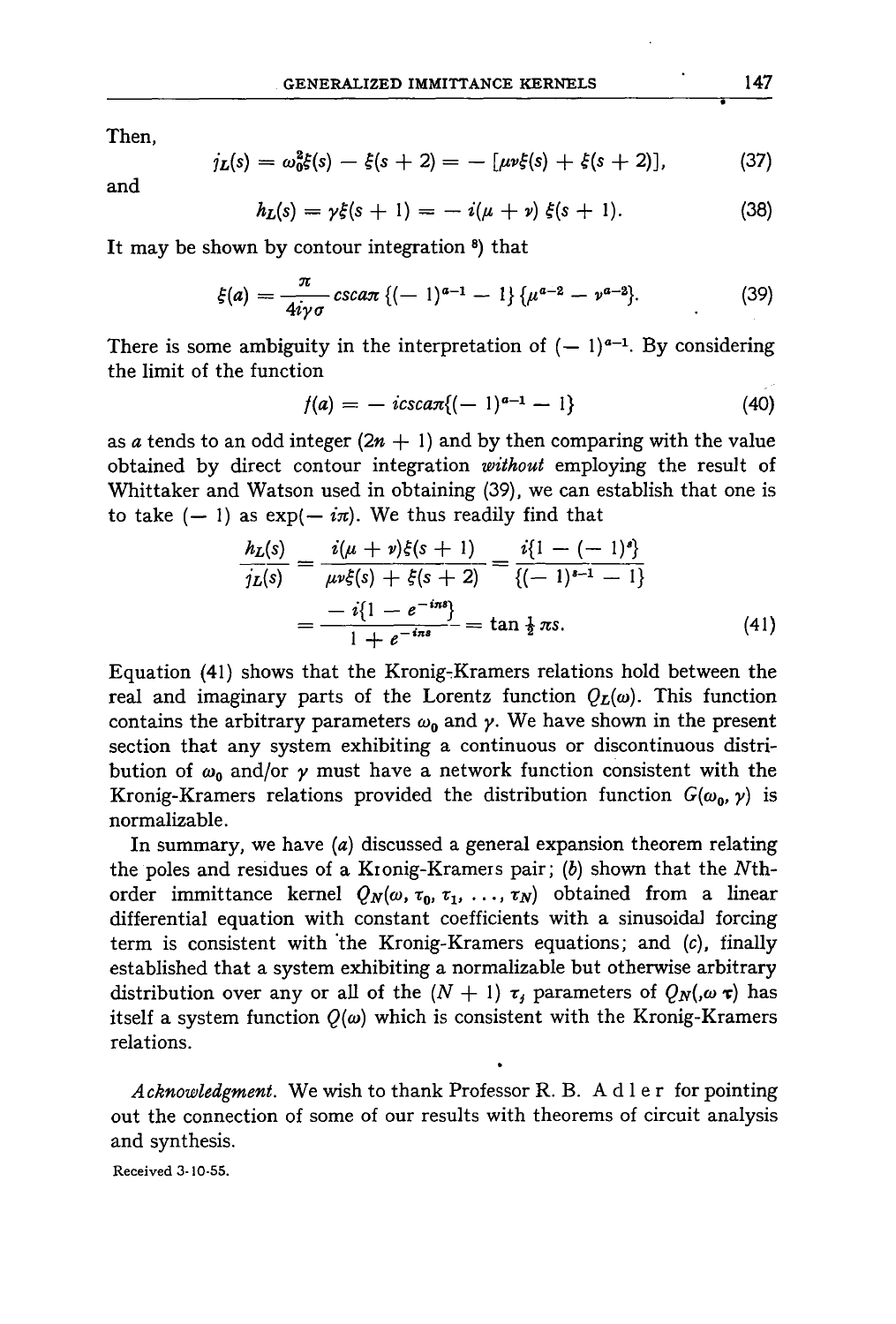Then,

$$j_L(s) = \omega_0^2 \xi(s) - \xi(s+2) = -[\mu\nu\xi(s) + \xi(s+2)], \tag{37}$$

and

$$h_L(s) = \gamma\xi(s+1) = -i(\mu+\nu)\,\xi(s+1). \tag{38}$$

It may be shown by contour integration [8]) that

$$\xi(a) = \frac{\pi}{4i\gamma\sigma} \csc a\pi \,\{(-1)^{a-1} - 1\}\,\{\mu^{a-2} - \nu^{a-2}\}. \tag{39}$$

There is some ambiguity in the interpretation of $(-1)^{a-1}$. By considering the limit of the function

$$f(a) = -i \csc a\pi \{(-1)^{a-1} - 1\} \tag{40}$$

as $a$ tends to an odd integer $(2n+1)$ and by then comparing with the value obtained by direct contour integration *without* employing the result of Whittaker and Watson used in obtaining (39), we can establish that one is to take $(-1)$ as $\exp(-i\pi)$. We thus readily find that

$$\frac{h_L(s)}{j_L(s)} = \frac{i(\mu+\nu)\xi(s+1)}{\mu\nu\xi(s) + \xi(s+2)} = \frac{i\{1-(-1)^s\}}{\{(-1)^{s-1} - 1\}}$$

$$= \frac{-i\{1 - e^{-i\pi s}\}}{1 + e^{-i\pi s}} = \tan \tfrac{1}{2}\pi s. \tag{41}$$

Equation (41) shows that the Kronig-Kramers relations hold between the real and imaginary parts of the Lorentz function $Q_L(\omega)$. This function contains the arbitrary parameters $\omega_0$ and $\gamma$. We have shown in the present section that any system exhibiting a continuous or discontinuous distribution of $\omega_0$ and/or $\gamma$ must have a network function consistent with the Kronig-Kramers relations provided the distribution function $G(\omega_0, \gamma)$ is normalizable.

In summary, we have *(a)* discussed a general expansion theorem relating the poles and residues of a Kronig-Kramers pair; *(b)* shown that the $N$th-order immittance kernel $Q_N(\omega, \tau_0, \tau_1, \ldots, \tau_N)$ obtained from a linear differential equation with constant coefficients with a sinusoidal forcing term is consistent with the Kronig-Kramers equations; and *(c)*, finally established that a system exhibiting a normalizable but otherwise arbitrary distribution over any or all of the $(N+1)$ $\tau_j$ parameters of $Q_N(,\omega\, \boldsymbol{\tau})$ has itself a system function $Q(\omega)$ which is consistent with the Kronig-Kramers relations.

*Acknowledgment.* We wish to thank Professor R. B. Adler for pointing out the connection of some of our results with theorems of circuit analysis and synthesis.

Received 3-10-55.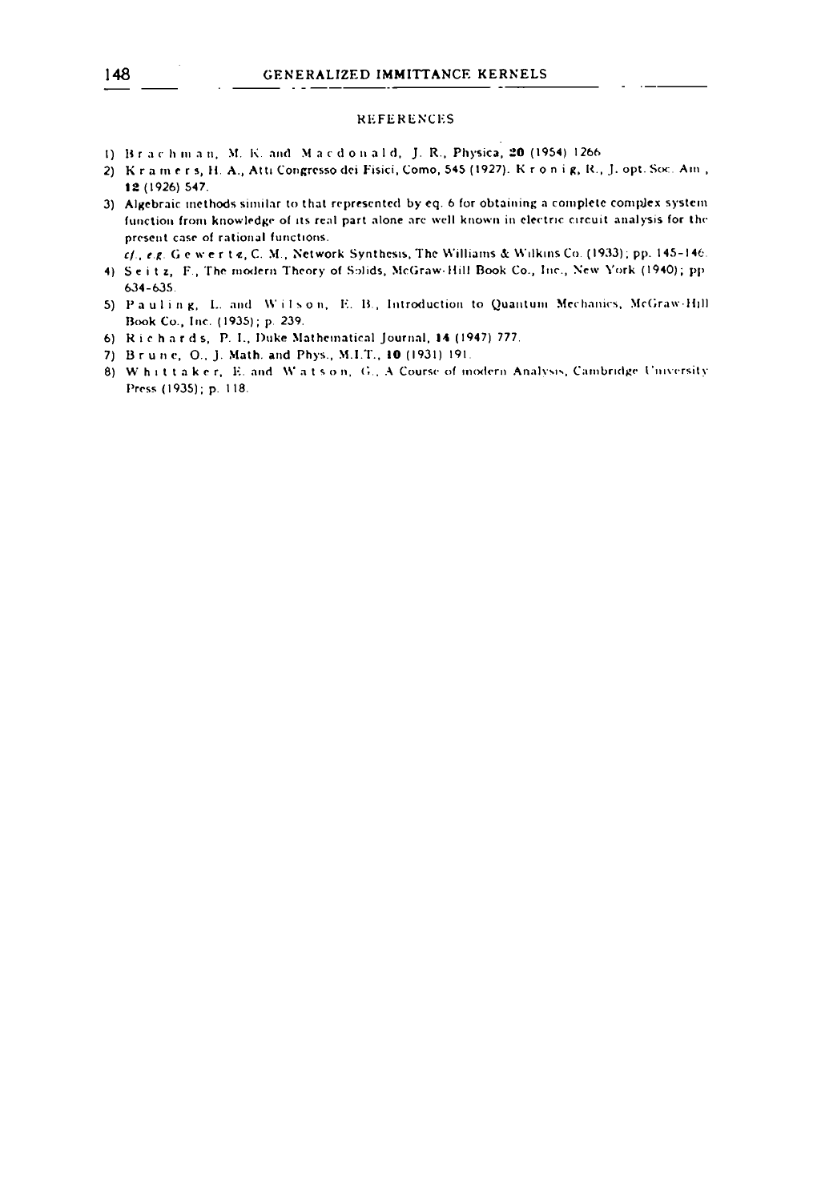## REFERENCES

1) Brachman, M. K. and Macdonald, J. R., Physica, **20** (1954) 1266
2) Kramers, H. A., Atti Congresso dei Fisici, Como, 545 (1927). Kronig, R., J. opt. Soc. Am., **12** (1926) 547.
3) Algebraic methods similar to that represented by eq. 6 for obtaining a complete complex system function from knowledge of its real part alone are well known in electric circuit analysis for the present case of rational functions.
   *cf., e.g.* Gewertz, C. M., Network Synthesis, The Williams & Wilkins Co. (1933); pp. 145-146.
4) Seitz, F., The modern Theory of Solids, McGraw-Hill Book Co., Inc., New York (1940); pp 634-635.
5) Pauling, L. and Wilson, E. B., Introduction to Quantum Mechanics, McGraw-Hill Book Co., Inc. (1935); p. 239.
6) Richards, P. I., Duke Mathematical Journal, **14** (1947) 777.
7) Brune, O., J. Math. and Phys., M.I.T., **10** (1931) 191.
8) Whittaker, E. and Watson, G., A Course of modern Analysis, Cambridge University Press (1935); p. 118.